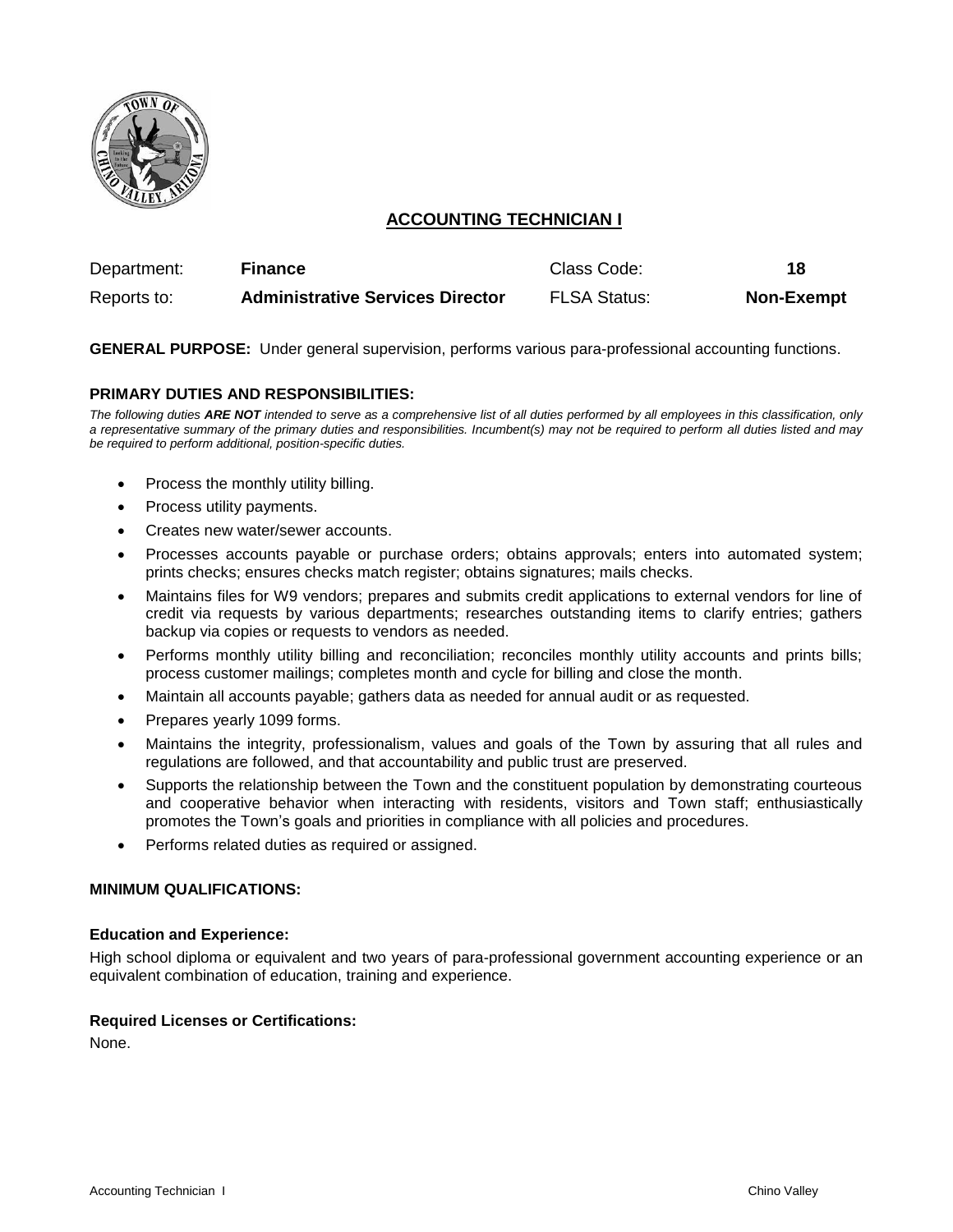# ACCOUNTING TECHNICIAN I

| Department: | **Finance** | Class Code: | **18** |
|---|---|---|---|
| Reports to: | **Administrative Services Director** | FLSA Status: | **Non-Exempt** |

**GENERAL PURPOSE:** Under general supervision, performs various para-professional accounting functions.

**PRIMARY DUTIES AND RESPONSIBILITIES:**

*The following duties **ARE NOT** intended to serve as a comprehensive list of all duties performed by all employees in this classification, only a representative summary of the primary duties and responsibilities. Incumbent(s) may not be required to perform all duties listed and may be required to perform additional, position-specific duties.*

- Process the monthly utility billing.
- Process utility payments.
- Creates new water/sewer accounts.
- Processes accounts payable or purchase orders; obtains approvals; enters into automated system; prints checks; ensures checks match register; obtains signatures; mails checks.
- Maintains files for W9 vendors; prepares and submits credit applications to external vendors for line of credit via requests by various departments; researches outstanding items to clarify entries; gathers backup via copies or requests to vendors as needed.
- Performs monthly utility billing and reconciliation; reconciles monthly utility accounts and prints bills; process customer mailings; completes month and cycle for billing and close the month.
- Maintain all accounts payable; gathers data as needed for annual audit or as requested.
- Prepares yearly 1099 forms.
- Maintains the integrity, professionalism, values and goals of the Town by assuring that all rules and regulations are followed, and that accountability and public trust are preserved.
- Supports the relationship between the Town and the constituent population by demonstrating courteous and cooperative behavior when interacting with residents, visitors and Town staff; enthusiastically promotes the Town's goals and priorities in compliance with all policies and procedures.
- Performs related duties as required or assigned.

**MINIMUM QUALIFICATIONS:**

**Education and Experience:**

High school diploma or equivalent and two years of para-professional government accounting experience or an equivalent combination of education, training and experience.

**Required Licenses or Certifications:**

None.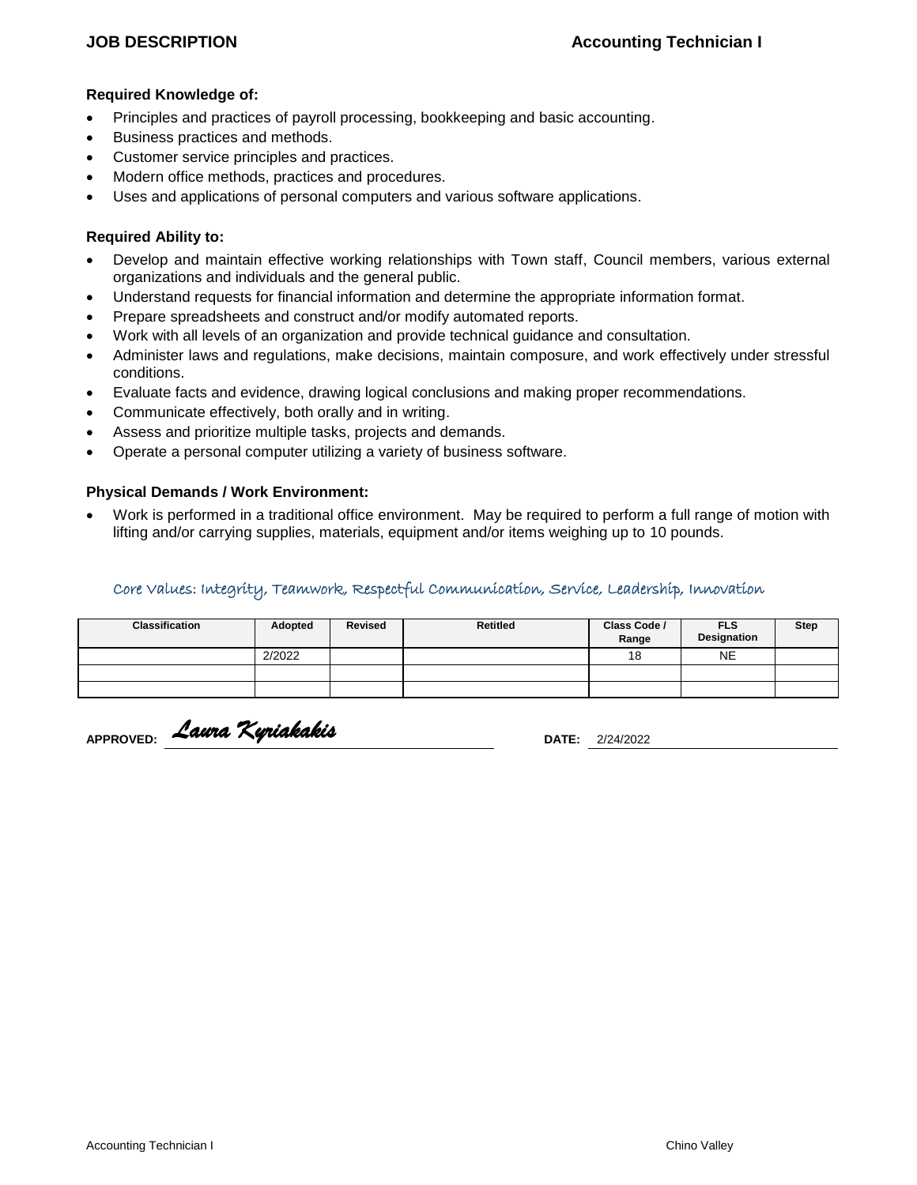**Required Knowledge of:**

- Principles and practices of payroll processing, bookkeeping and basic accounting.
- Business practices and methods.
- Customer service principles and practices.
- Modern office methods, practices and procedures.
- Uses and applications of personal computers and various software applications.

**Required Ability to:**

- Develop and maintain effective working relationships with Town staff, Council members, various external organizations and individuals and the general public.
- Understand requests for financial information and determine the appropriate information format.
- Prepare spreadsheets and construct and/or modify automated reports.
- Work with all levels of an organization and provide technical guidance and consultation.
- Administer laws and regulations, make decisions, maintain composure, and work effectively under stressful conditions.
- Evaluate facts and evidence, drawing logical conclusions and making proper recommendations.
- Communicate effectively, both orally and in writing.
- Assess and prioritize multiple tasks, projects and demands.
- Operate a personal computer utilizing a variety of business software.

**Physical Demands / Work Environment:**

- Work is performed in a traditional office environment. May be required to perform a full range of motion with lifting and/or carrying supplies, materials, equipment and/or items weighing up to 10 pounds.

Core Values: Integrity, Teamwork, Respectful Communication, Service, Leadership, Innovation

| Classification | Adopted | Revised | Retitled | Class Code / Range | FLS Designation | Step |
|---|---|---|---|---|---|---|
| | 2/2022 | | | 18 | NE | |
| | | | | | | |
| | | | | | | |

**APPROVED:** *Laura Kyriakakis* **DATE:** 2/24/2022